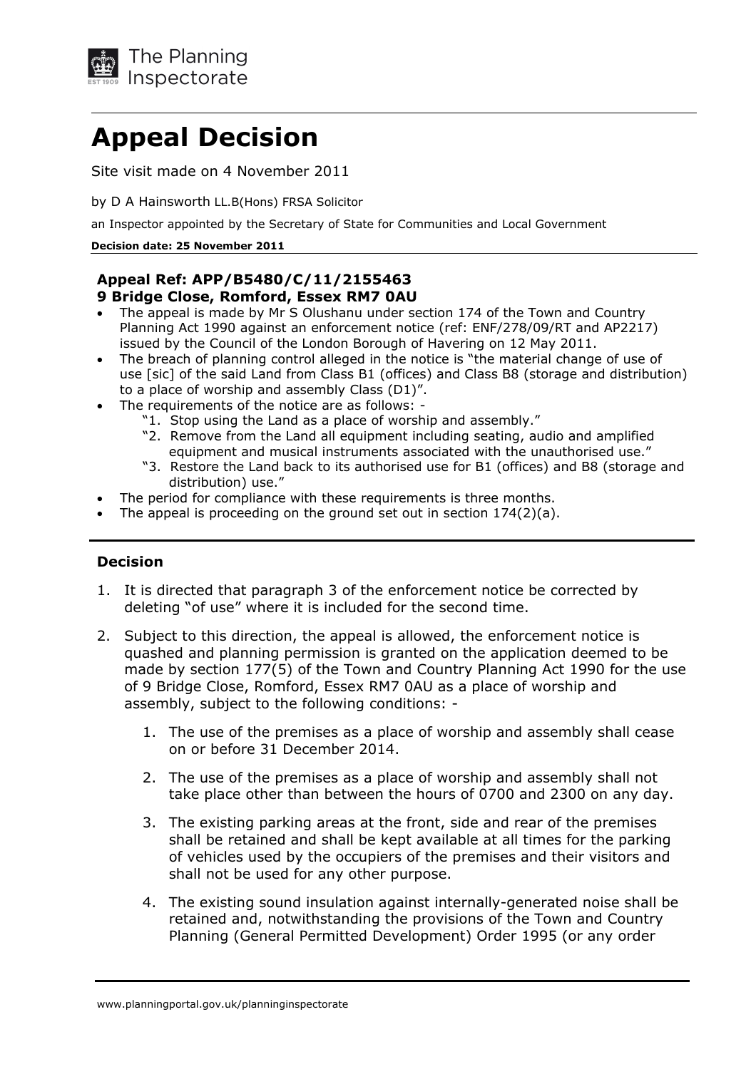The Planning Inspectorate

# Appeal Decision

Site visit made on 4 November 2011

by D A Hainsworth LL.B(Hons) FRSA Solicitor

an Inspector appointed by the Secretary of State for Communities and Local Government

**Decision date: 25 November 2011**

### Appeal Ref: APP/B5480/C/11/2155463
### 9 Bridge Close, Romford, Essex RM7 0AU

- The appeal is made by Mr S Olushanu under section 174 of the Town and Country Planning Act 1990 against an enforcement notice (ref: ENF/278/09/RT and AP2217) issued by the Council of the London Borough of Havering on 12 May 2011.
- The breach of planning control alleged in the notice is "the material change of use of use [sic] of the said Land from Class B1 (offices) and Class B8 (storage and distribution) to a place of worship and assembly Class (D1)".
- The requirements of the notice are as follows: -
  - "1. Stop using the Land as a place of worship and assembly."
  - "2. Remove from the Land all equipment including seating, audio and amplified equipment and musical instruments associated with the unauthorised use."
  - "3. Restore the Land back to its authorised use for B1 (offices) and B8 (storage and distribution) use."
- The period for compliance with these requirements is three months.
- The appeal is proceeding on the ground set out in section 174(2)(a).

### Decision

1. It is directed that paragraph 3 of the enforcement notice be corrected by deleting "of use" where it is included for the second time.

2. Subject to this direction, the appeal is allowed, the enforcement notice is quashed and planning permission is granted on the application deemed to be made by section 177(5) of the Town and Country Planning Act 1990 for the use of 9 Bridge Close, Romford, Essex RM7 0AU as a place of worship and assembly, subject to the following conditions: -

   1. The use of the premises as a place of worship and assembly shall cease on or before 31 December 2014.

   2. The use of the premises as a place of worship and assembly shall not take place other than between the hours of 0700 and 2300 on any day.

   3. The existing parking areas at the front, side and rear of the premises shall be retained and shall be kept available at all times for the parking of vehicles used by the occupiers of the premises and their visitors and shall not be used for any other purpose.

   4. The existing sound insulation against internally-generated noise shall be retained and, notwithstanding the provisions of the Town and Country Planning (General Permitted Development) Order 1995 (or any order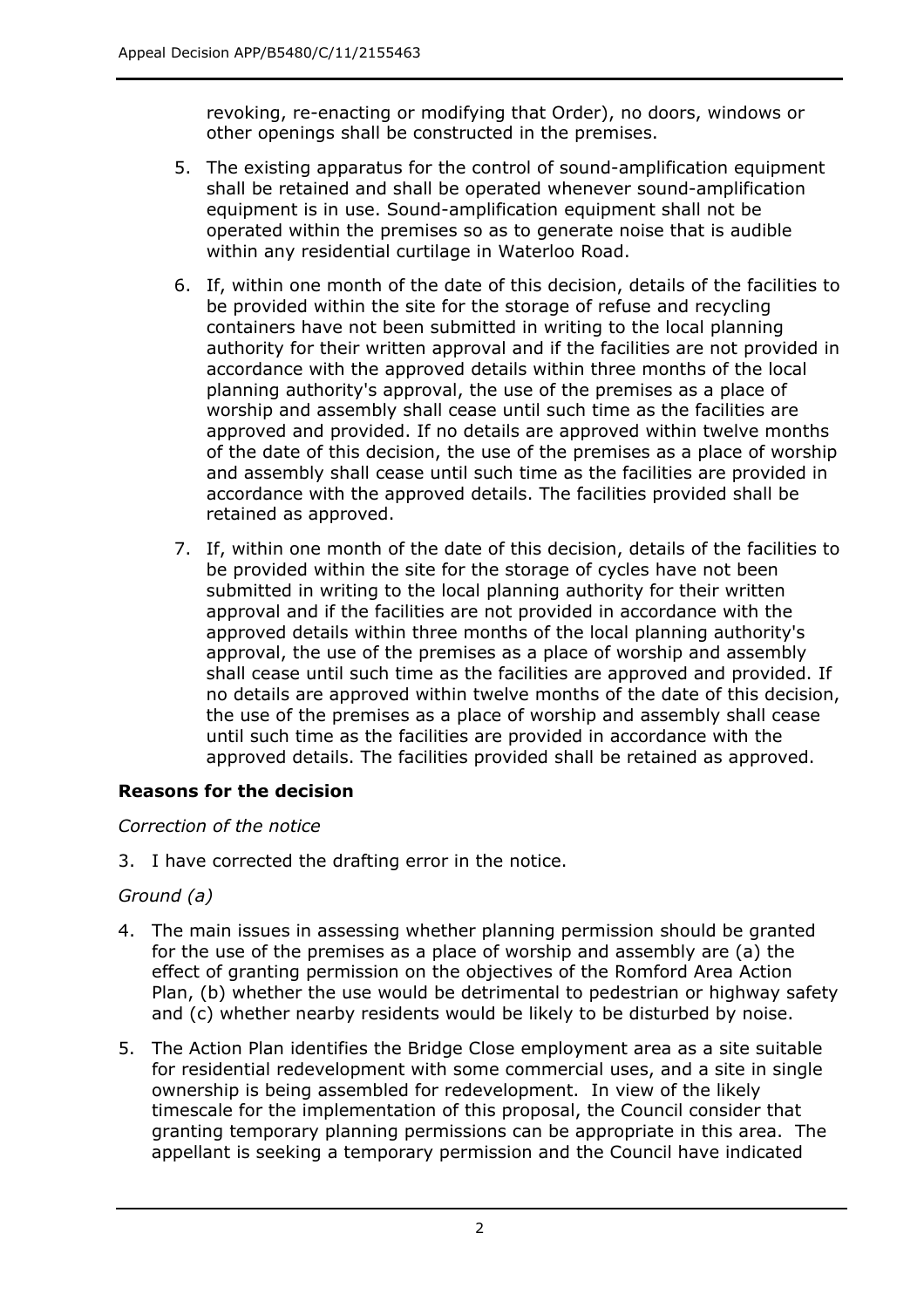revoking, re-enacting or modifying that Order), no doors, windows or other openings shall be constructed in the premises.

5. The existing apparatus for the control of sound-amplification equipment shall be retained and shall be operated whenever sound-amplification equipment is in use. Sound-amplification equipment shall not be operated within the premises so as to generate noise that is audible within any residential curtilage in Waterloo Road.

6. If, within one month of the date of this decision, details of the facilities to be provided within the site for the storage of refuse and recycling containers have not been submitted in writing to the local planning authority for their written approval and if the facilities are not provided in accordance with the approved details within three months of the local planning authority's approval, the use of the premises as a place of worship and assembly shall cease until such time as the facilities are approved and provided. If no details are approved within twelve months of the date of this decision, the use of the premises as a place of worship and assembly shall cease until such time as the facilities are provided in accordance with the approved details. The facilities provided shall be retained as approved.

7. If, within one month of the date of this decision, details of the facilities to be provided within the site for the storage of cycles have not been submitted in writing to the local planning authority for their written approval and if the facilities are not provided in accordance with the approved details within three months of the local planning authority's approval, the use of the premises as a place of worship and assembly shall cease until such time as the facilities are approved and provided. If no details are approved within twelve months of the date of this decision, the use of the premises as a place of worship and assembly shall cease until such time as the facilities are provided in accordance with the approved details. The facilities provided shall be retained as approved.

## Reasons for the decision

*Correction of the notice*

3. I have corrected the drafting error in the notice.

*Ground (a)*

4. The main issues in assessing whether planning permission should be granted for the use of the premises as a place of worship and assembly are (a) the effect of granting permission on the objectives of the Romford Area Action Plan, (b) whether the use would be detrimental to pedestrian or highway safety and (c) whether nearby residents would be likely to be disturbed by noise.

5. The Action Plan identifies the Bridge Close employment area as a site suitable for residential redevelopment with some commercial uses, and a site in single ownership is being assembled for redevelopment. In view of the likely timescale for the implementation of this proposal, the Council consider that granting temporary planning permissions can be appropriate in this area. The appellant is seeking a temporary permission and the Council have indicated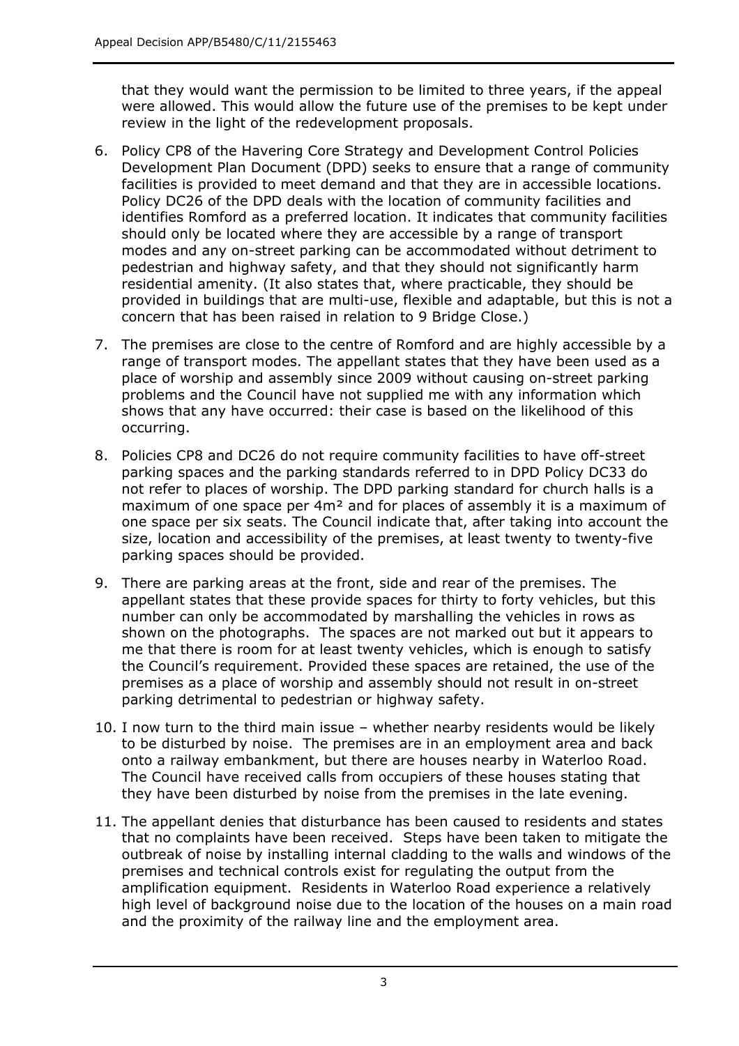that they would want the permission to be limited to three years, if the appeal were allowed. This would allow the future use of the premises to be kept under review in the light of the redevelopment proposals.

6. Policy CP8 of the Havering Core Strategy and Development Control Policies Development Plan Document (DPD) seeks to ensure that a range of community facilities is provided to meet demand and that they are in accessible locations. Policy DC26 of the DPD deals with the location of community facilities and identifies Romford as a preferred location. It indicates that community facilities should only be located where they are accessible by a range of transport modes and any on-street parking can be accommodated without detriment to pedestrian and highway safety, and that they should not significantly harm residential amenity. (It also states that, where practicable, they should be provided in buildings that are multi-use, flexible and adaptable, but this is not a concern that has been raised in relation to 9 Bridge Close.)

7. The premises are close to the centre of Romford and are highly accessible by a range of transport modes. The appellant states that they have been used as a place of worship and assembly since 2009 without causing on-street parking problems and the Council have not supplied me with any information which shows that any have occurred: their case is based on the likelihood of this occurring.

8. Policies CP8 and DC26 do not require community facilities to have off-street parking spaces and the parking standards referred to in DPD Policy DC33 do not refer to places of worship. The DPD parking standard for church halls is a maximum of one space per 4m² and for places of assembly it is a maximum of one space per six seats. The Council indicate that, after taking into account the size, location and accessibility of the premises, at least twenty to twenty-five parking spaces should be provided.

9. There are parking areas at the front, side and rear of the premises. The appellant states that these provide spaces for thirty to forty vehicles, but this number can only be accommodated by marshalling the vehicles in rows as shown on the photographs. The spaces are not marked out but it appears to me that there is room for at least twenty vehicles, which is enough to satisfy the Council's requirement. Provided these spaces are retained, the use of the premises as a place of worship and assembly should not result in on-street parking detrimental to pedestrian or highway safety.

10. I now turn to the third main issue – whether nearby residents would be likely to be disturbed by noise. The premises are in an employment area and back onto a railway embankment, but there are houses nearby in Waterloo Road. The Council have received calls from occupiers of these houses stating that they have been disturbed by noise from the premises in the late evening.

11. The appellant denies that disturbance has been caused to residents and states that no complaints have been received. Steps have been taken to mitigate the outbreak of noise by installing internal cladding to the walls and windows of the premises and technical controls exist for regulating the output from the amplification equipment. Residents in Waterloo Road experience a relatively high level of background noise due to the location of the houses on a main road and the proximity of the railway line and the employment area.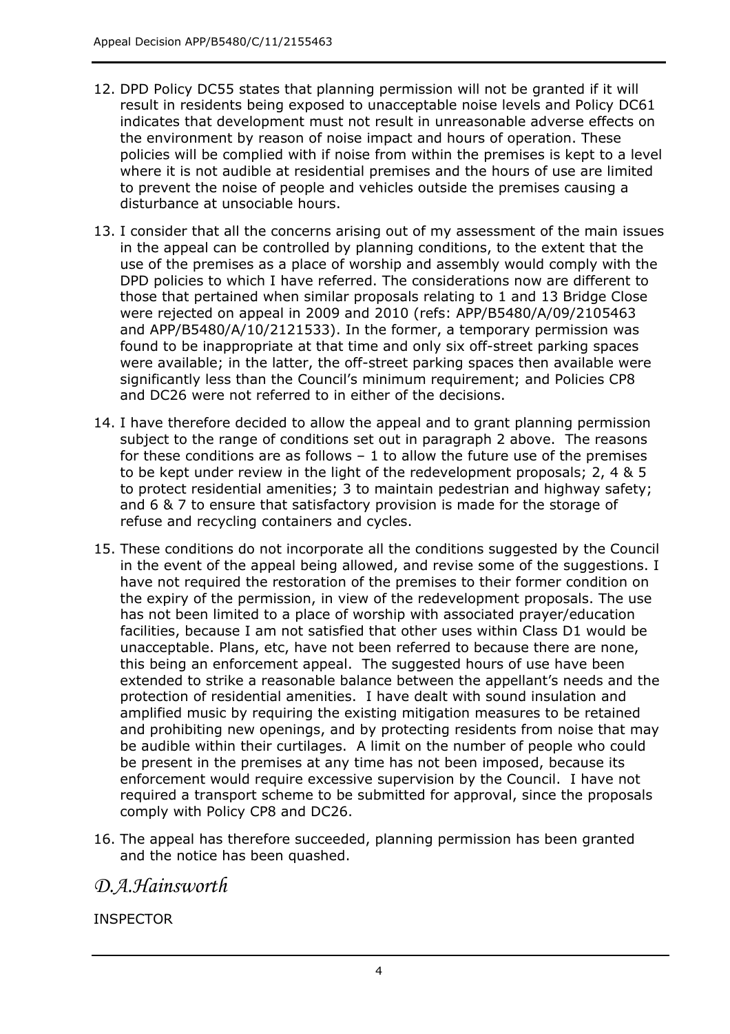12. DPD Policy DC55 states that planning permission will not be granted if it will result in residents being exposed to unacceptable noise levels and Policy DC61 indicates that development must not result in unreasonable adverse effects on the environment by reason of noise impact and hours of operation. These policies will be complied with if noise from within the premises is kept to a level where it is not audible at residential premises and the hours of use are limited to prevent the noise of people and vehicles outside the premises causing a disturbance at unsociable hours.

13. I consider that all the concerns arising out of my assessment of the main issues in the appeal can be controlled by planning conditions, to the extent that the use of the premises as a place of worship and assembly would comply with the DPD policies to which I have referred. The considerations now are different to those that pertained when similar proposals relating to 1 and 13 Bridge Close were rejected on appeal in 2009 and 2010 (refs: APP/B5480/A/09/2105463 and APP/B5480/A/10/2121533). In the former, a temporary permission was found to be inappropriate at that time and only six off-street parking spaces were available; in the latter, the off-street parking spaces then available were significantly less than the Council's minimum requirement; and Policies CP8 and DC26 were not referred to in either of the decisions.

14. I have therefore decided to allow the appeal and to grant planning permission subject to the range of conditions set out in paragraph 2 above. The reasons for these conditions are as follows – 1 to allow the future use of the premises to be kept under review in the light of the redevelopment proposals; 2, 4 & 5 to protect residential amenities; 3 to maintain pedestrian and highway safety; and 6 & 7 to ensure that satisfactory provision is made for the storage of refuse and recycling containers and cycles.

15. These conditions do not incorporate all the conditions suggested by the Council in the event of the appeal being allowed, and revise some of the suggestions. I have not required the restoration of the premises to their former condition on the expiry of the permission, in view of the redevelopment proposals. The use has not been limited to a place of worship with associated prayer/education facilities, because I am not satisfied that other uses within Class D1 would be unacceptable. Plans, etc, have not been referred to because there are none, this being an enforcement appeal. The suggested hours of use have been extended to strike a reasonable balance between the appellant's needs and the protection of residential amenities. I have dealt with sound insulation and amplified music by requiring the existing mitigation measures to be retained and prohibiting new openings, and by protecting residents from noise that may be audible within their curtilages. A limit on the number of people who could be present in the premises at any time has not been imposed, because its enforcement would require excessive supervision by the Council. I have not required a transport scheme to be submitted for approval, since the proposals comply with Policy CP8 and DC26.

16. The appeal has therefore succeeded, planning permission has been granted and the notice has been quashed.

*D.A.Hainsworth*

INSPECTOR